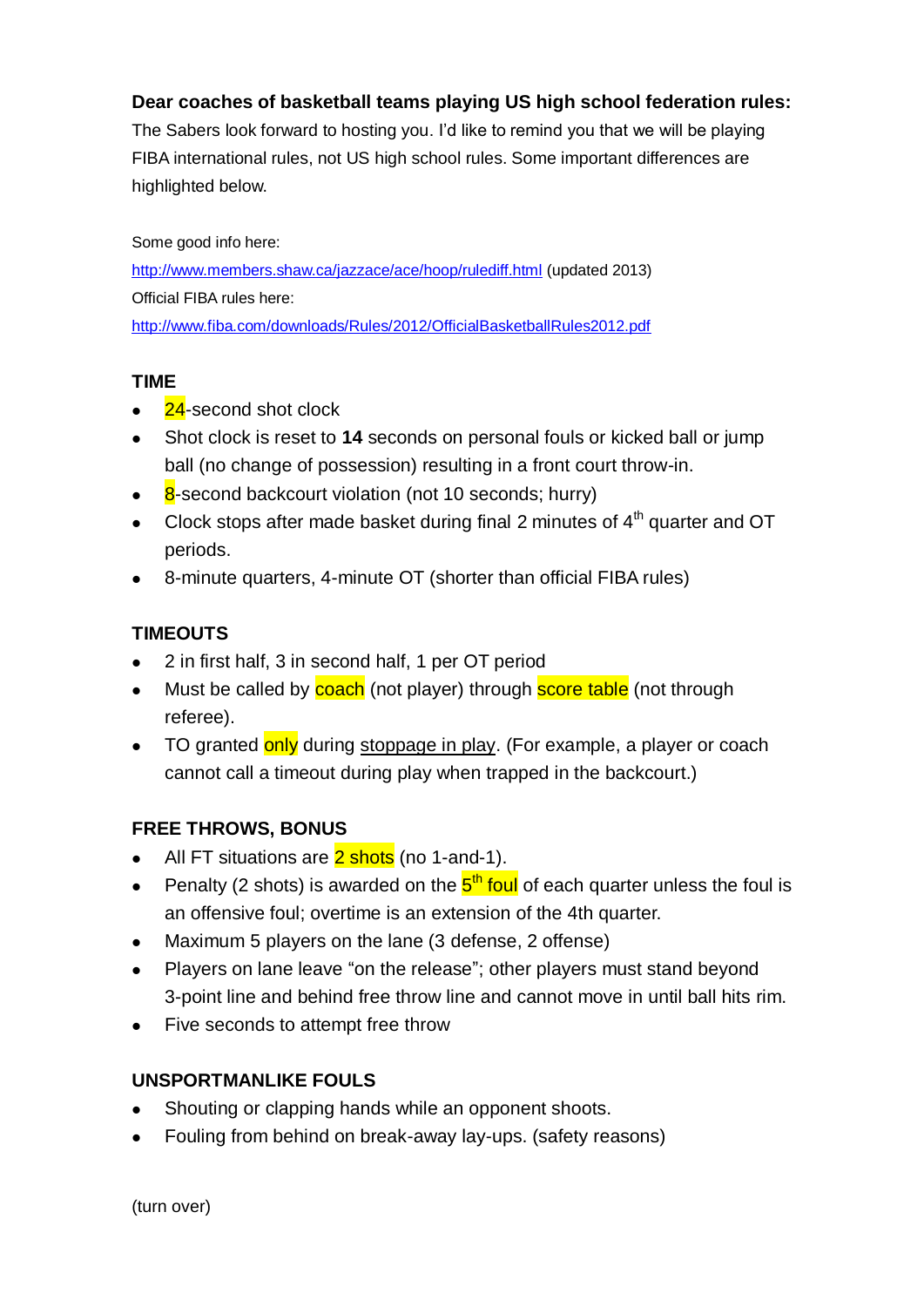**Dear coaches of basketball teams playing US high school federation rules:**

The Sabers look forward to hosting you. I'd like to remind you that we will be playing FIBA international rules, not US high school rules. Some important differences are highlighted below.

Some good info here:

http://www.members.shaw.ca/jazzace/ace/hoop/rulediff.html (updated 2013)

Official FIBA rules here:

http://www.fiba.com/downloads/Rules/2012/OfficialBasketballRules2012.pdf

### TIME

- 24-second shot clock
- Shot clock is reset to **14** seconds on personal fouls or kicked ball or jump ball (no change of possession) resulting in a front court throw-in.
- 8-second backcourt violation (not 10 seconds; hurry)
- Clock stops after made basket during final 2 minutes of 4th quarter and OT periods.
- 8-minute quarters, 4-minute OT (shorter than official FIBA rules)

### TIMEOUTS

- 2 in first half, 3 in second half, 1 per OT period
- Must be called by coach (not player) through score table (not through referee).
- TO granted only during stoppage in play. (For example, a player or coach cannot call a timeout during play when trapped in the backcourt.)

### FREE THROWS, BONUS

- All FT situations are 2 shots (no 1-and-1).
- Penalty (2 shots) is awarded on the 5th foul of each quarter unless the foul is an offensive foul; overtime is an extension of the 4th quarter.
- Maximum 5 players on the lane (3 defense, 2 offense)
- Players on lane leave "on the release"; other players must stand beyond 3-point line and behind free throw line and cannot move in until ball hits rim.
- Five seconds to attempt free throw

### UNSPORTMANLIKE FOULS

- Shouting or clapping hands while an opponent shoots.
- Fouling from behind on break-away lay-ups. (safety reasons)

(turn over)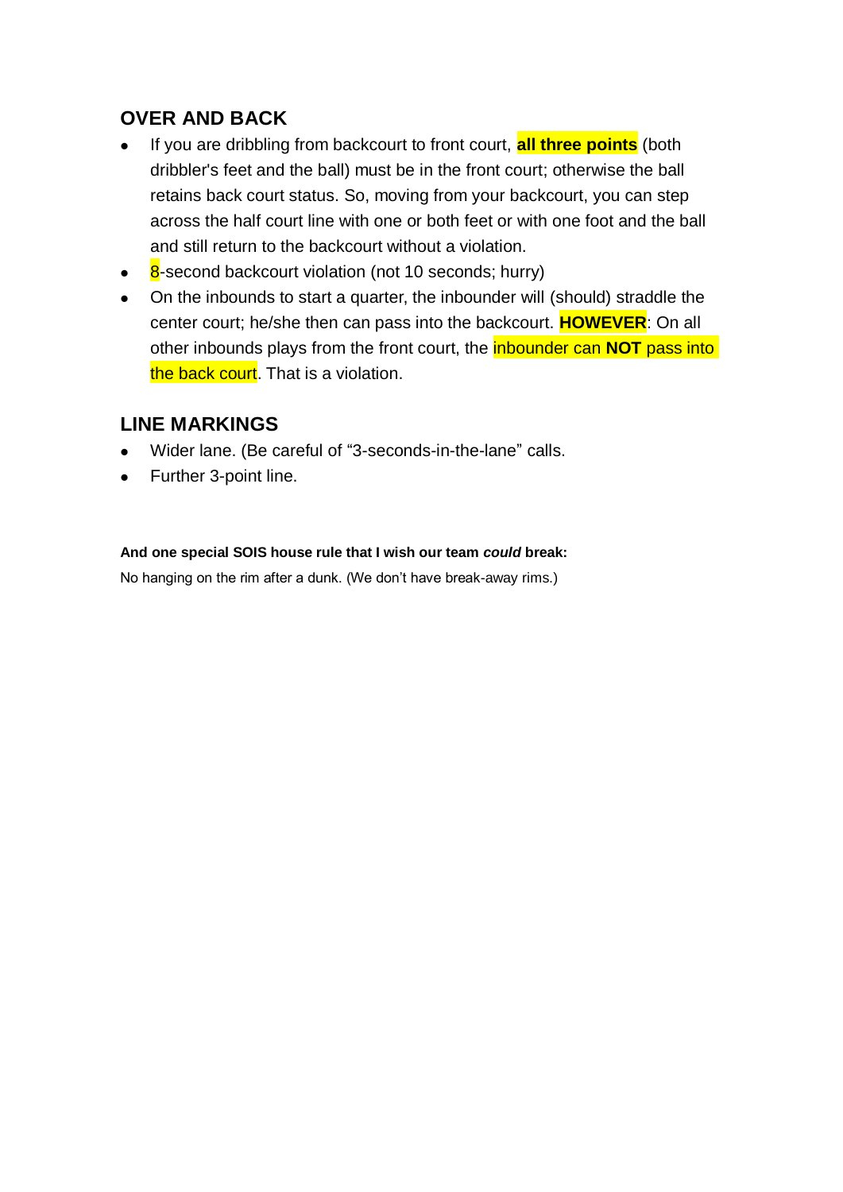## OVER AND BACK

- If you are dribbling from backcourt to front court, **all three points** (both dribbler's feet and the ball) must be in the front court; otherwise the ball retains back court status. So, moving from your backcourt, you can step across the half court line with one or both feet or with one foot and the ball and still return to the backcourt without a violation.
- 8-second backcourt violation (not 10 seconds; hurry)
- On the inbounds to start a quarter, the inbounder will (should) straddle the center court; he/she then can pass into the backcourt. **HOWEVER**: On all other inbounds plays from the front court, the inbounder can **NOT** pass into the back court. That is a violation.

## LINE MARKINGS

- Wider lane. (Be careful of "3-seconds-in-the-lane" calls.
- Further 3-point line.

**And one special SOIS house rule that I wish our team *could* break:**

No hanging on the rim after a dunk. (We don't have break-away rims.)